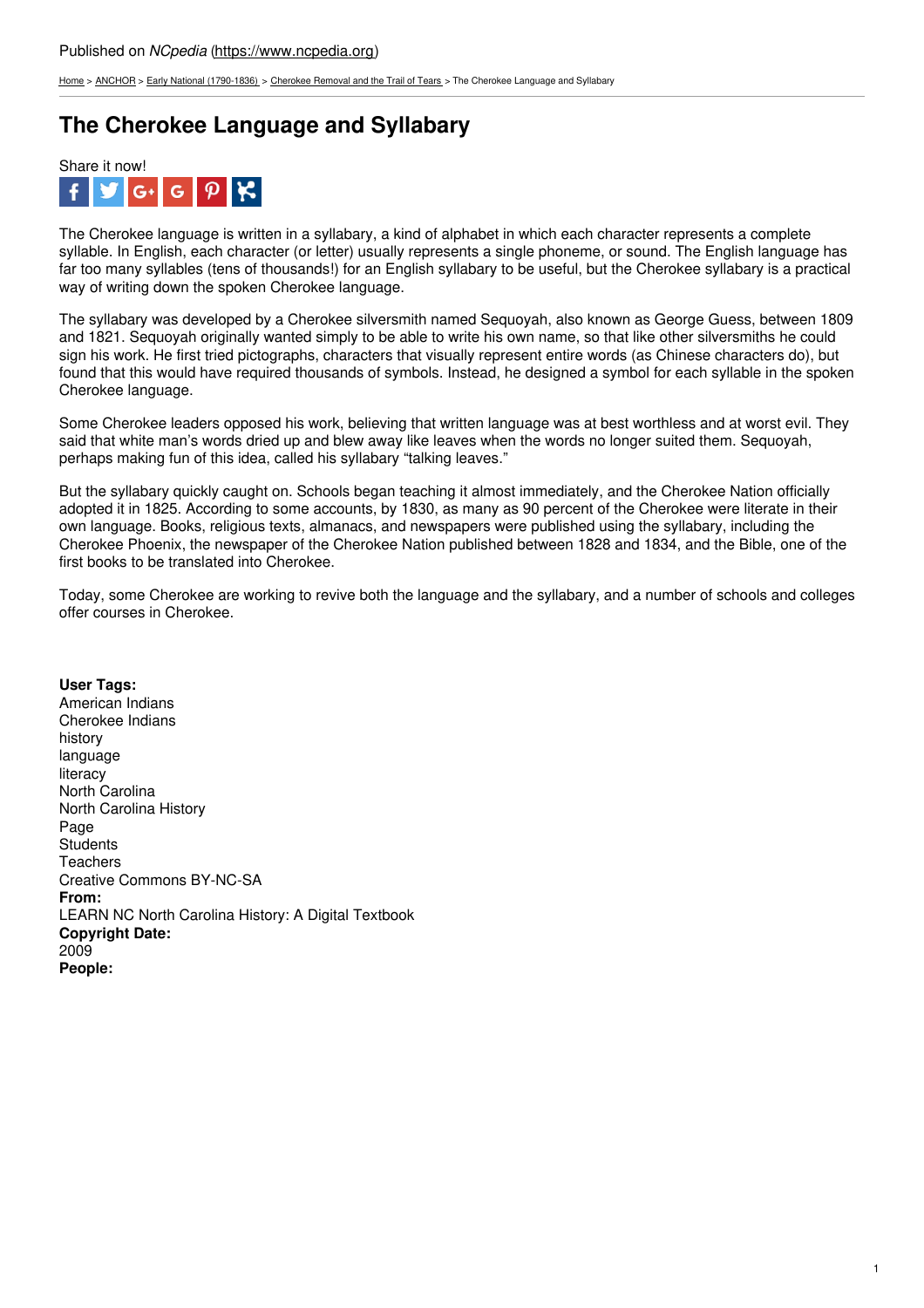Published on *NCpedia* (https://www.ncpedia.org)

Home > ANCHOR > Early National (1790-1836) > Cherokee Removal and the Trail of Tears > The Cherokee Language and Syllabary

# The Cherokee Language and Syllabary

Share it now!

The Cherokee language is written in a syllabary, a kind of alphabet in which each character represents a complete syllable. In English, each character (or letter) usually represents a single phoneme, or sound. The English language has far too many syllables (tens of thousands!) for an English syllabary to be useful, but the Cherokee syllabary is a practical way of writing down the spoken Cherokee language.

The syllabary was developed by a Cherokee silversmith named Sequoyah, also known as George Guess, between 1809 and 1821. Sequoyah originally wanted simply to be able to write his own name, so that like other silversmiths he could sign his work. He first tried pictographs, characters that visually represent entire words (as Chinese characters do), but found that this would have required thousands of symbols. Instead, he designed a symbol for each syllable in the spoken Cherokee language.

Some Cherokee leaders opposed his work, believing that written language was at best worthless and at worst evil. They said that white man's words dried up and blew away like leaves when the words no longer suited them. Sequoyah, perhaps making fun of this idea, called his syllabary "talking leaves."

But the syllabary quickly caught on. Schools began teaching it almost immediately, and the Cherokee Nation officially adopted it in 1825. According to some accounts, by 1830, as many as 90 percent of the Cherokee were literate in their own language. Books, religious texts, almanacs, and newspapers were published using the syllabary, including the Cherokee Phoenix, the newspaper of the Cherokee Nation published between 1828 and 1834, and the Bible, one of the first books to be translated into Cherokee.

Today, some Cherokee are working to revive both the language and the syllabary, and a number of schools and colleges offer courses in Cherokee.

**User Tags:**
American Indians
Cherokee Indians
history
language
literacy
North Carolina
North Carolina History
Page
Students
Teachers
Creative Commons BY-NC-SA
**From:**
LEARN NC North Carolina History: A Digital Textbook
**Copyright Date:**
2009
**People:**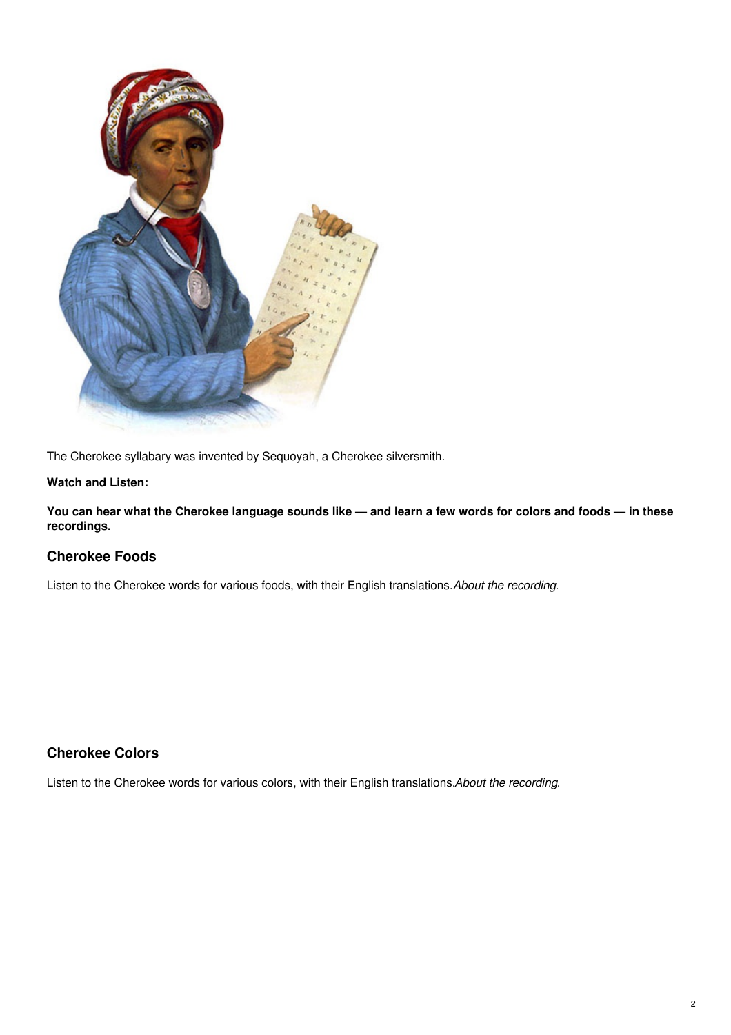The Cherokee syllabary was invented by Sequoyah, a Cherokee silversmith.

**Watch and Listen:**

**You can hear what the Cherokee language sounds like — and learn a few words for colors and foods — in these recordings.**

### Cherokee Foods

Listen to the Cherokee words for various foods, with their English translations.*About the recording*.

### Cherokee Colors

Listen to the Cherokee words for various colors, with their English translations.*About the recording*.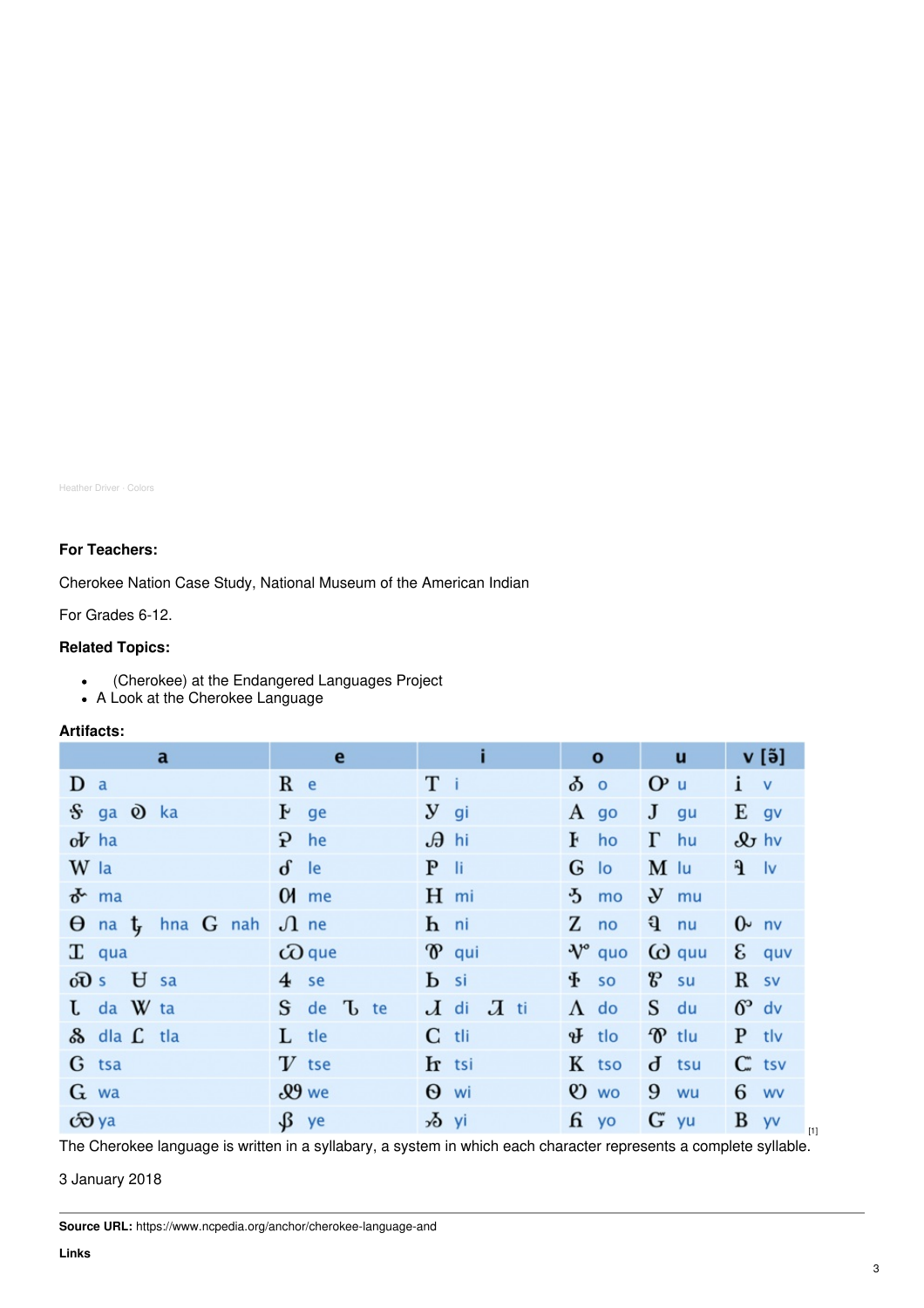Heather Driver · Colors

**For Teachers:**

Cherokee Nation Case Study, National Museum of the American Indian

For Grades 6-12.

**Related Topics:**

- (Cherokee) at the Endangered Languages Project
- A Look at the Cherokee Language

**Artifacts:**

| a | e | i | o | u | v [ə̃] |
|---|---|---|---|---|---|
| Ꭰ a | Ꭱ e | Ꭲ i | Ꭳ o | Ꭴ u | Ꭵ v |
| Ꭶ ga Ꭷ ka | Ꭸ ge | Ꭹ gi | Ꭺ go | Ꭻ gu | Ꭼ gv |
| Ꭽ ha | Ꭾ he | Ꭿ hi | Ꮀ ho | Ꮁ hu | Ꮂ hv |
| Ꮃ la | Ꮄ le | Ꮅ li | Ꮆ lo | Ꮇ lu | Ꮈ lv |
| Ꮉ ma | Ꮊ me | Ꮋ mi | Ꮌ mo | Ꮍ mu | |
| Ꮎ na Ꮏ hna Ꮐ nah | Ꮑ ne | Ꮒ ni | Ꮓ no | Ꮔ nu | Ꮕ nv |
| Ꮖ qua | Ꮗ que | Ꮘ qui | Ꮙ quo | Ꮚ quu | Ꮛ quv |
| Ꮝ s Ꮜ sa | Ꮞ se | Ꮟ si | Ꮠ so | Ꮡ su | Ꮢ sv |
| Ꮣ da Ꮤ ta | Ꮥ de Ꮦ te | Ꮧ di Ꮨ ti | Ꮩ do | Ꮪ du | Ꮫ dv |
| Ꮬ dla Ꮭ tla | Ꮮ tle | Ꮯ tli | Ꮰ tlo | Ꮱ tlu | Ꮲ tlv |
| Ꮳ tsa | Ꮴ tse | Ꮵ tsi | Ꮶ tso | Ꮷ tsu | Ꮸ tsv |
| Ꮹ wa | Ꮺ we | Ꮻ wi | Ꮼ wo | Ꮽ wu | Ꮾ wv |
| Ꮿ ya | Ᏸ ye | Ᏹ yi | Ᏺ yo | Ᏻ yu | Ᏼ yv |

[1]

The Cherokee language is written in a syllabary, a system in which each character represents a complete syllable.

3 January 2018

**Source URL:** https://www.ncpedia.org/anchor/cherokee-language-and

**Links**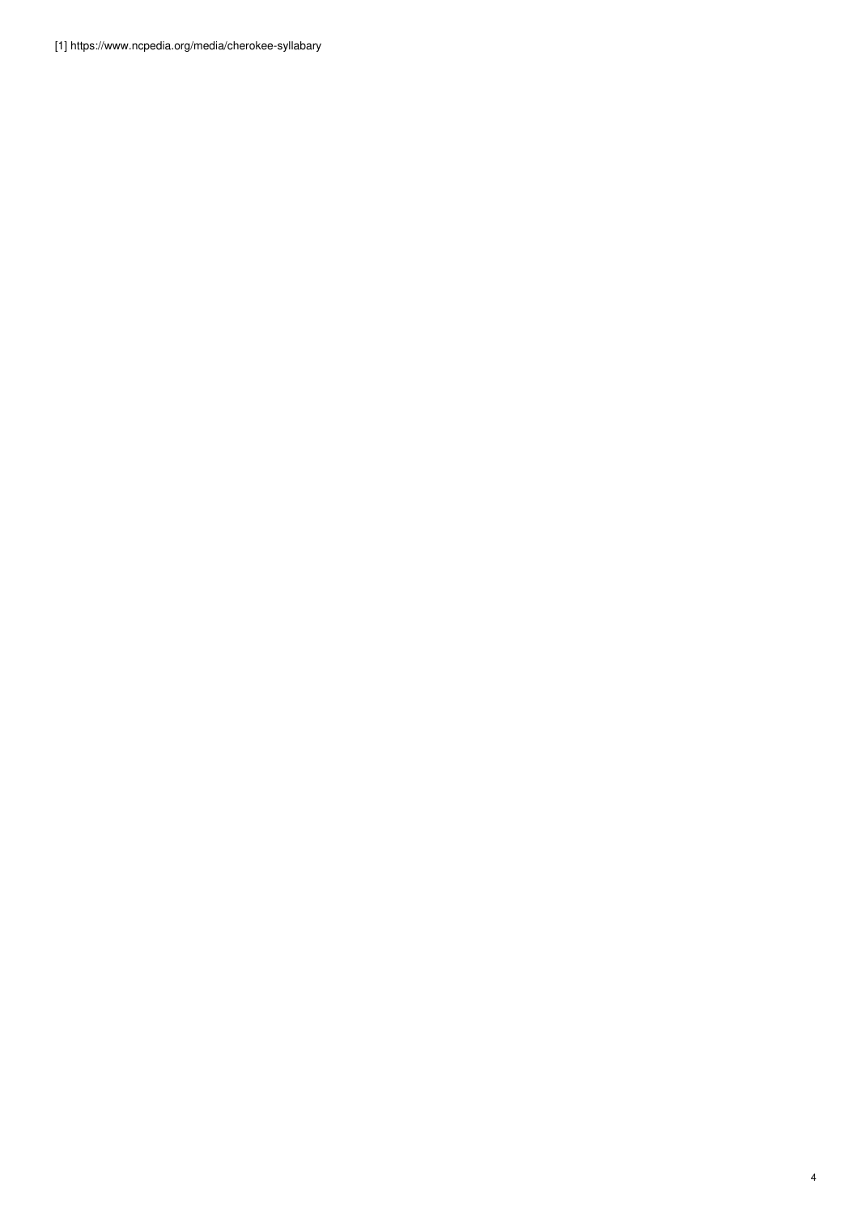[1] https://www.ncpedia.org/media/cherokee-syllabary